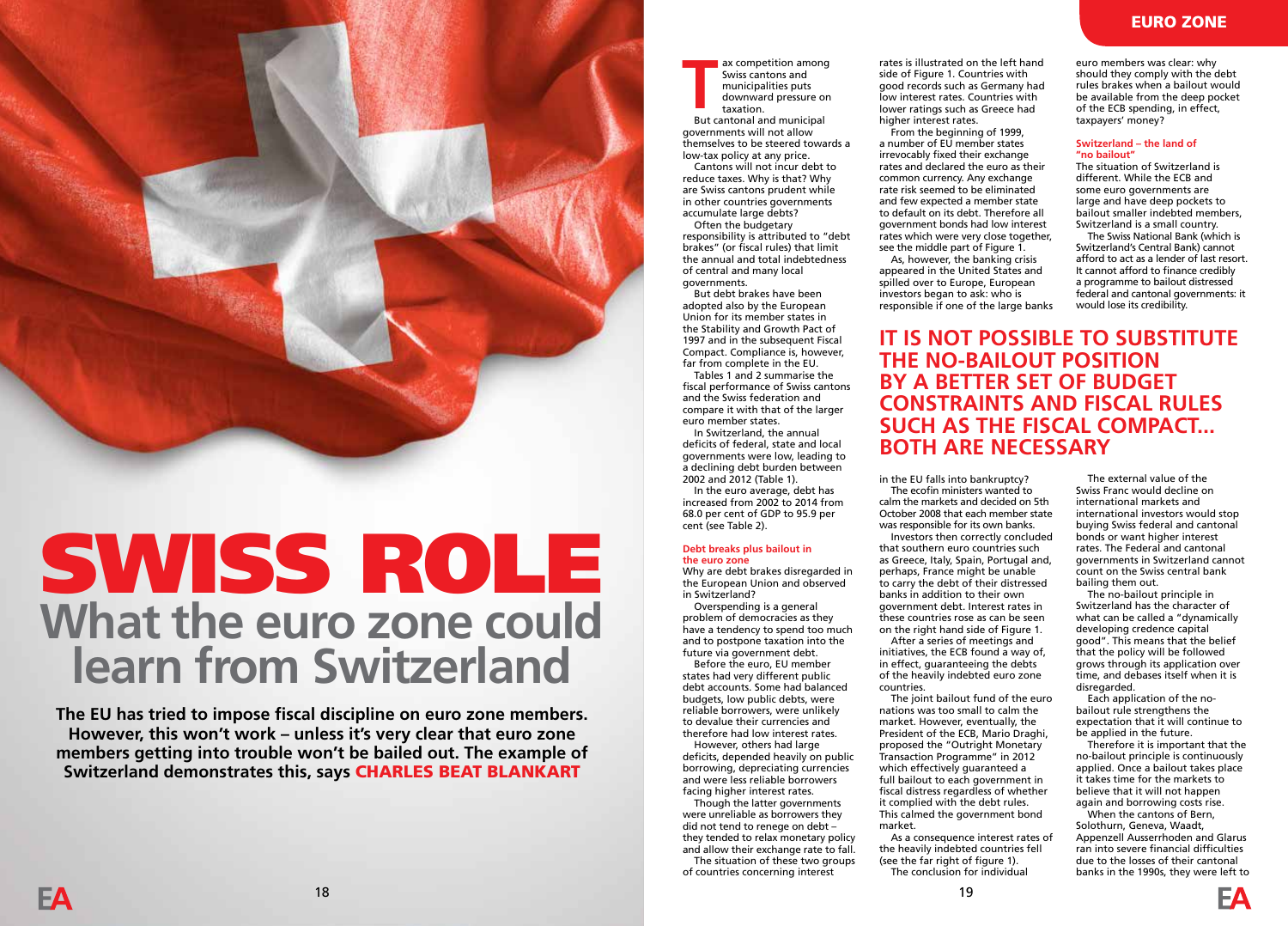# SWISS ROLE

## What the euro zone could learn from Switzerland

**The EU has tried to impose fiscal discipline on euro zone members. However, this won't work – unless it's very clear that euro zone members getting into trouble won't be bailed out. The example of Switzerland demonstrates this, says CHARLES BEAT BLANKART**

Tax competition among Swiss cantons and municipalities puts downward pressure on taxation.

But cantonal and municipal governments will not allow themselves to be steered towards a low-tax policy at any price.

Cantons will not incur debt to reduce taxes. Why is that? Why are Swiss cantons prudent while in other countries governments accumulate large debts?

Often the budgetary responsibility is attributed to "debt brakes" (or fiscal rules) that limit the annual and total indebtedness of central and many local governments.

But debt brakes have been adopted also by the European Union for its member states in the Stability and Growth Pact of 1997 and in the subsequent Fiscal Compact. Compliance is, however, far from complete in the EU.

Tables 1 and 2 summarise the fiscal performance of Swiss cantons and the Swiss federation and compare it with that of the larger euro member states.

In Switzerland, the annual deficits of federal, state and local governments were low, leading to a declining debt burden between 2002 and 2012 (Table 1).

In the euro average, debt has increased from 2002 to 2014 from 68.0 per cent of GDP to 95.9 per cent (see Table 2).

### Debt breaks plus bailout in the euro zone

Why are debt brakes disregarded in the European Union and observed in Switzerland?

Overspending is a general problem of democracies as they have a tendency to spend too much and to postpone taxation into the future via government debt.

Before the euro, EU member states had very different public debt accounts. Some had balanced budgets, low public debts, were reliable borrowers, were unlikely to devalue their currencies and therefore had low interest rates.

However, others had large deficits, depended heavily on public borrowing, depreciating currencies and were less reliable borrowers facing higher interest rates.

Though the latter governments were unreliable as borrowers they did not tend to renege on debt – they tended to relax monetary policy and allow their exchange rate to fall.

The situation of these two groups of countries concerning interest rates is illustrated on the left hand side of Figure 1. Countries with good records such as Germany had low interest rates. Countries with lower ratings such as Greece had higher interest rates.

From the beginning of 1999, a number of EU member states irrevocably fixed their exchange rates and declared the euro as their common currency. Any exchange rate risk seemed to be eliminated and few expected a member state to default on its debt. Therefore all government bonds had low interest rates which were very close together, see the middle part of Figure 1.

As, however, the banking crisis appeared in the United States and spilled over to Europe, European investors began to ask: who is responsible if one of the large banks in the EU falls into bankruptcy?

The ecofin ministers wanted to calm the markets and decided on 5th October 2008 that each member state was responsible for its own banks.

Investors then correctly concluded that southern euro countries such as Greece, Italy, Spain, Portugal and, perhaps, France might be unable to carry the debt of their distressed banks in addition to their own government debt. Interest rates in these countries rose as can be seen on the right hand side of Figure 1.

After a series of meetings and initiatives, the ECB found a way of, in effect, guaranteeing the debts of the heavily indebted euro zone countries.

The joint bailout fund of the euro nations was too small to calm the market. However, eventually, the President of the ECB, Mario Draghi, proposed the "Outright Monetary Transaction Programme" in 2012 which effectively guaranteed a full bailout to each government in fiscal distress regardless of whether it complied with the debt rules. This calmed the government bond market.

As a consequence interest rates of the heavily indebted countries fell (see the far right of figure 1).

The conclusion for individual euro members was clear: why should they comply with the debt rules brakes when a bailout would be available from the deep pocket of the ECB spending, in effect, taxpayers' money?

**IT IS NOT POSSIBLE TO SUBSTITUTE THE NO-BAILOUT POSITION BY A BETTER SET OF BUDGET CONSTRAINTS AND FISCAL RULES SUCH AS THE FISCAL COMPACT... BOTH ARE NECESSARY**

### Switzerland – the land of "no bailout"

The situation of Switzerland is different. While the ECB and some euro governments are large and have deep pockets to bailout smaller indebted members, Switzerland is a small country.

The Swiss National Bank (which is Switzerland's Central Bank) cannot afford to act as a lender of last resort. It cannot afford to finance credibly a programme to bailout distressed federal and cantonal governments: it would lose its credibility.

The external value of the Swiss Franc would decline on international markets and international investors would stop buying Swiss federal and cantonal bonds or want higher interest rates. The Federal and cantonal governments in Switzerland cannot count on the Swiss central bank bailing them out.

The no-bailout principle in Switzerland has the character of what can be called a "dynamically developing credence capital good". This means that the belief that the policy will be followed grows through its application over time, and debases itself when it is disregarded.

Each application of the no-bailout rule strengthens the expectation that it will continue to be applied in the future.

Therefore it is important that the no-bailout principle is continuously applied. Once a bailout takes place it takes time for the markets to believe that it will not happen again and borrowing costs rise.

When the cantons of Bern, Solothurn, Geneva, Waadt, Appenzell Ausserrhoden and Glarus ran into severe financial difficulties due to the losses of their cantonal banks in the 1990s, they were left to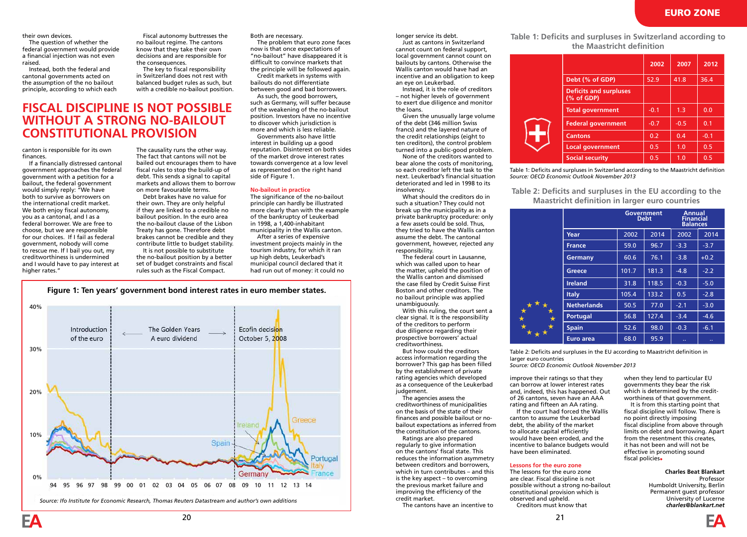their own devices.

The question of whether the federal government would provide a financial injection was not even raised.

Instead, both the federal and cantonal governments acted on the assumption of the no bailout principle, according to which each

## FISCAL DISCIPLINE IS NOT POSSIBLE WITHOUT A STRONG NO-BAILOUT CONSTITUTIONAL PROVISION

canton is responsible for its own finances.

If a financially distressed cantonal government approaches the federal government with a petition for a bailout, the federal government would simply reply: "We have both to survive as borrowers on the international credit market. We both enjoy fiscal autonomy, you as a cantonal, and I as a federal borrower. We are free to choose, but we are responsible for our choices. If I fail as federal government, nobody will come to rescue me. If I bail you out, my creditworthiness is undermined and I would have to pay interest at higher rates."

Fiscal autonomy buttresses the no bailout regime. The cantons know that they take their own decisions and are responsible for the consequences.

The key to fiscal responsibility in Switzerland does not rest with balanced budget rules as such, but with a credible no-bailout position.

The causality runs the other way. The fact that cantons will not be bailed out encourages them to have fiscal rules to stop the build-up of debt. This sends a signal to capital markets and allows them to borrow on more favourable terms.

Debt brakes have no value for their own. They are only helpful if they are linked to a credible no bailout position. In the euro area the no-bailout clause of the Lisbon Treaty has gone. Therefore debt brakes cannot be credible and they contribute little to budget stability.

It is not possible to substitute the no-bailout position by a better set of budget constraints and fiscal rules such as the Fiscal Compact.

Both are necessary.

The problem that euro zone faces now is that once expectations of "no-bailout" have disappeared it is difficult to convince markets that the principle will be followed again.

Credit markets in systems with bailouts do not differentiate between good and bad borrowers.

As such, the good borrowers, such as Germany, will suffer because of the weakening of the no-bailout position. Investors have no incentive to discover which jurisdiction is more and which is less reliable.

Governments also have little interest in building up a good reputation. Disinterest on both sides of the market drove interest rates towards convergence at a low level as represented on the right hand side of Figure 1.

### No-bailout in practice

The significance of the no-bailout principle can hardly be illustrated more clearly than with the example of the bankruptcy of Leukerbad in 1998, a 1,400-inhabitant municipality in the Wallis canton.

After a series of expensive investment projects mainly in the tourism industry, for which it ran up high debts, Leukerbad's municipal council declared that it had run out of money: it could no longer service its debt.

Just as cantons in Switzerland cannot count on federal support, local government cannot count on bailouts by cantons. Otherwise the Wallis canton would have had an incentive and an obligation to keep an eye on Leukerbad.

Instead, it is the role of creditors – not higher levels of government – to exert due diligence and monitor the loans.

Given the unusually large volume of the debt (346 million Swiss francs) and the layered nature of the credit relationships (eight to ten creditors), the control problem turned into a public-good problem.

None of the creditors wanted to bear alone the costs of monitoring, so each creditor left the task to the next. Leukerbad's financial situation deteriorated and led in 1998 to its insolvency.

What should the creditors do in such a situation? They could not break up the municipality as in a private bankruptcy procedure: only a few assets could be sold. Thus, they tried to have the Wallis canton assume the debt. The cantonal government, however, rejected any responsibility.

The federal court in Lausanne, which was called upon to hear the matter, upheld the position of the Wallis canton and dismissed the case filed by Credit Suisse First Boston and other creditors. The no bailout principle was applied unambiguously.

With this ruling, the court sent a clear signal. It is the responsibility of the creditors to perform due diligence regarding their prospective borrowers' actual creditworthiness.

But how could the creditors access information regarding the borrower? This gap has been filled by the establishment of private rating agencies which developed as a consequence of the Leukerbad judgement.

The agencies assess the creditworthiness of municipalities on the basis of the state of their finances and possible bailout or no-bailout expectations as inferred from the constitution of the cantons.

Ratings are also prepared regularly to give information on the cantons' fiscal state. This reduces the information asymmetry between creditors and borrowers, which in turn contributes – and this is the key aspect – to overcoming the previous market failure and improving the efficiency of the credit market.

The cantons have an incentive to improve their ratings so that they can borrow at lower interest rates and, indeed, this has happened. Out of 26 cantons, seven have an AAA rating and fifteen an AA rating.

If the court had forced the Wallis canton to assume the Leukerbad debt, the ability of the market to allocate capital efficiently would have been eroded, and the incentive to balance budgets would have been eliminated.

### Lessons for the euro zone

The lessons for the euro zone are clear. Fiscal discipline is not possible without a strong no-bailout constitutional provision which is observed and upheld.

Creditors must know that when they lend to particular EU governments they bear the risk which is determined by the creditworthiness of that government.

It is from this starting point that fiscal discipline will follow. There is no point directly imposing fiscal discipline from above through limits on debt and borrowing. Apart from the resentment this creates, it has not been and will not be effective in promoting sound fiscal policies.

**Charles Beat Blankart**
Professor
Humboldt University, Berlin
Permanent guest professor
University of Lucerne
***charles@blankart.net***

**Figure 1: Ten years' government bond interest rates in euro member states.**

40%
30%
20%
10%
0%
Introduction of the euro
The Golden Years A euro dividend
Ecofin decision October 5, 2008
Greece
Ireland
Spain
Portugal
Italy
France
Germany
94 95 96 97 98 99 00 01 02 03 04 05 06 07 08 09 10 11 12 13 14

*Source: Ifo Institute for Economic Research, Thomas Reuters Datastream and author's own additions*

### Table 1: Deficits and surpluses in Switzerland according to the Maastricht definition

| | 2002 | 2007 | 2012 |
|---|---|---|---|
| Debt (% of GDP) | 52.9 | 41.8 | 36.4 |
| Deficits and surpluses (% of GDP) | | | |
| Total government | -0.1 | 1.3 | 0.0 |
| Federal government | -0.7 | -0.5 | 0.1 |
| Cantons | 0.2 | 0.4 | -0.1 |
| Local government | 0.5 | 1.0 | 0.5 |
| Social security | 0.5 | 1.0 | 0.5 |

Table 1: Deficits and surpluses in Switzerland according to the Maastricht definition
*Source: OECD Economic Outlook November 2013*

### Table 2: Deficits and surpluses in the EU according to the Maastricht definition in larger euro countries

| | Government Debt | | Annual Financial Balances | |
|---|---|---|---|---|
| Year | 2002 | 2014 | 2002 | 2014 |
| France | 59.0 | 96.7 | -3.3 | -3.7 |
| Germany | 60.6 | 76.1 | -3.8 | +0.2 |
| Greece | 101.7 | 181.3 | -4.8 | -2.2 |
| Ireland | 31.8 | 118.5 | -0.3 | -5.0 |
| Italy | 105.4 | 133.2 | 0.5 | -2.8 |
| Netherlands | 50.5 | 77.0 | -2.1 | -3.0 |
| Portugal | 56.8 | 127.4 | -3.4 | -4.6 |
| Spain | 52.6 | 98.0 | -0.3 | -6.1 |
| Euro area | 68.0 | 95.9 | .. | .. |

Table 2: Deficits and surpluses in the EU according to Maastricht definition in larger euro countries
*Source: OECD Economic Outlook November 2013*